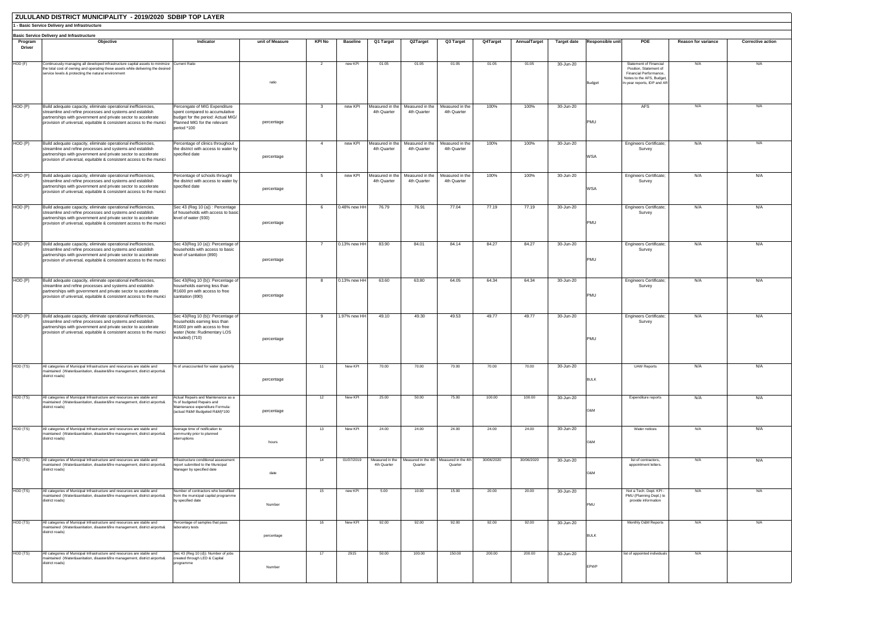## ZULULAND DISTRICT MUNICIPALITY - 2019/2020 SDBIP TOP LAYER

### 1 - Basic Service Delivery and Infrastructure

**Basic Service Delivery and Infrastructure**

| Program Driver | Objective | Indicator | unit of Measure | KPI No | Baseline | Q1 Target | Q2Target | Q3 Target | Q4Target | AnnualTarget | Target date | Responsible unit | POE | Reason for variance | Corrective action |
|---|---|---|---|---|---|---|---|---|---|---|---|---|---|---|---|
| HOD (F) | Continuously managing all developed infrastructure capital assets to minimize the total cost of owning and operating these assets while delivering the desired service levels & protecting the natural environment | Current Ratio | ratio | 2 | new KPI | 01:05 | 01:05 | 01:05 | 01:05 | 01:05 | 30-Jun-20 | Budget | Statement of Financial Position, Statement of Financial Performance, Notes to the AFS, Budget, In-year reports, IDP and AR | N/A | N/A |
| HOD (P) | Build adequate capacity, eliminate operational inefficiencies, streamline and refine processes and systems and establish partnerships with government and private sector to accelerate provision of universal, equitable & consistent access to the munici | Percengate of MIG Expenditure spent compared to accumulative budget for the period: Actual MIG/ Planned MIG for the relevant period *100 | percentage | 3 | new KPI | Measured in the 4th Quarter | Measured in the 4th Quarter | Measured in the 4th Quarter | 100% | 100% | 30-Jun-20 | PMU | AFS | N/A | N/A |
| HOD (P) | Build adequate capacity, eliminate operational inefficiencies, streamline and refine processes and systems and establish partnerships with government and private sector to accelerate provision of universal, equitable & consistent access to the munici | Percentage of clinics throughout the district with access to water by specified date | percentage | 4 | new KPI | Measured in the 4th Quarter | Measured in the 4th Quarter | Measured in the 4th Quarter | 100% | 100% | 30-Jun-20 | WSA | Engineers Certificate; Survey | N/A | N/A |
| HOD (P) | Build adequate capacity, eliminate operational inefficiencies, streamline and refine processes and systems and establish partnerships with government and private sector to accelerate provision of universal, equitable & consistent access to the munici | Percentage of schools throught the district with access to water by specified date | percentage | 5 | new KPI | Measured in the 4th Quarter | Measured in the 4th Quarter | Measured in the 4th Quarter | 100% | 100% | 30-Jun-20 | WSA | Engineers Certificate; Survey | N/A | N/A |
| HOD (P) | Build adequate capacity, eliminate operational inefficiencies, streamline and refine processes and systems and establish partnerships with government and private sector to accelerate provision of universal, equitable & consistent access to the munici | Sec 43 (Reg 10 (a)) : Percentage of households with access to basic level of water (930) | percentage | 6 | 0.48% new HH | 76.79 | 76.91 | 77.04 | 77.19 | 77.19 | 30-Jun-20 | PMU | Engineers Certificate; Survey | N/A | N/A |
| HOD (P) | Build adequate capacity, eliminate operational inefficiencies, streamline and refine processes and systems and establish partnerships with government and private sector to accelerate provision of universal, equitable & consistent access to the munici | Sec 43(Reg 10 (a)): Percentage of households with access to basic level of sanitation (890) | percentage | 7 | 0.13% new HH | 83.90 | 84.01 | 84.14 | 84.27 | 84.27 | 30-Jun-20 | PMU | Engineers Certificate; Survey | N/A | N/A |
| HOD (P) | Build adequate capacity, eliminate operational inefficiencies, streamline and refine processes and systems and establish partnerships with government and private sector to accelerate provision of universal, equitable & consistent access to the munici | Sec 43(Reg 10 (b)): Percentage of households earning less than R1600 pm with access to free sanitation (890) | percentage | 8 | 0.13% new HH | 63.60 | 63.80 | 64.05 | 64.34 | 64.34 | 30-Jun-20 | PMU | Engineers Certificate; Survey | N/A | N/A |
| HOD (P) | Build adequate capacity, eliminate operational inefficiencies, streamline and refine processes and systems and establish partnerships with government and private sector to accelerate provision of universal, equitable & consistent access to the munici | Sec 43(Reg 10 (b)): Percentage of households earning less than R1600 pm with access to free water (Note: Rudimentary LOS included) (710) | percentage | 9 | 1.97% new HH | 49.10 | 49.30 | 49.53 | 49.77 | 49.77 | 30-Jun-20 | PMU | Engineers Certificate; Survey | N/A | N/A |
| HOD (TS) | All categories of Municipal Infrastructure and resources are stable and maintained (Water&sanitation, disaster&fire management, district airports& district roads) | % of unaccounted for water quarterly | percentage | 11 | New KPI | 70.00 | 70.00 | 70.00 | 70.00 | 70.00 | 30-Jun-20 | BULK | UAW Reports | N/A | N/A |
| HOD (TS) | All categories of Municipal Infrastructure and resources are stable and maintained (Water&sanitation, disaster&fire management, district airports& district roads) | Actual Repairs and Maintenance as a % of budgeted Repairs and Maintenance expenditure Formula: (actual R&M/ Budgeted R&M)*100 | percentage | 12 | New KPI | 25.00 | 50.00 | 75.00 | 100.00 | 100.00 | 30-Jun-20 | O&M | Expenditure reports | N/A | N/A |
| HOD (TS) | All categories of Municipal Infrastructure and resources are stable and maintained (Water&sanitation, disaster&fire management, district airports& district roads) | Average time of notification to community prior to planned interruptions | hours | 13 | New KPI | 24.00 | 24.00 | 24.00 | 24.00 | 24.00 | 30-Jun-20 | O&M | Water notices | N/A | N/A |
| HOD (TS) | All categories of Municipal Infrastructure and resources are stable and maintained (Water&sanitation, disaster&fire management, district airports& district roads) | Infrastructure conditional assessment report submitted to the Municipal Manager by specified date | date | 14 | 01/07/2019 | Measured in the 4th Quarter | Measured in the 4th Quarter | Measured in the 4th Quarter | 30/06/2020 | 30/06/2020 | 30-Jun-20 | O&M | list of contractors, appointment letters. | N/A | N/A |
| HOD (TS) | All categories of Municipal Infrastructure and resources are stable and maintained (Water&sanitation, disaster&fire management, district airports& district roads) | Number of contractors who benefited from the municipal capital programme by specified date | Number | 15 | new KPI | 5.00 | 10.00 | 15.00 | 20.00 | 20.00 | 30-Jun-20 | PMU | Not a Tech. Dept. KPI - PMU (Planning Dept.) to provide information | N/A | N/A |
| HOD (TS) | All categories of Municipal Infrastructure and resources are stable and maintained (Water&sanitation, disaster&fire management, district airports& district roads) | Percentage of samples that pass laboratory tests | percentage | 16 | New KPI | 92.00 | 92.00 | 92.00 | 92.00 | 92.00 | 30-Jun-20 | BULK | Monthly O&M Reports | N/A | N/A |
| HOD (TS) | All categories of Municipal Infrastructure and resources are stable and maintained (Water&sanitation, disaster&fire management, district airports& district roads) | Sec 43 (Reg 10 (d)): Number of jobs created through LED & Capital programme | Number | 17 | 2915 | 50.00 | 100.00 | 150.00 | 200.00 | 200.00 | 30-Jun-20 | EPWP | list of appointed individuals | N/A | |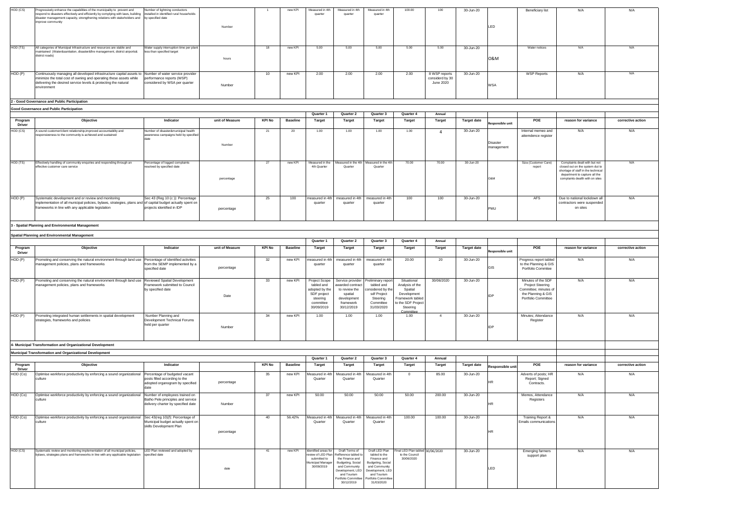| HOD (CS) | Progressively enhance the capabilities of the municipality to prevent and respond to disasters effectively and efficiently by complying with laws, building disaster management capacity, strengthening relations with stakeholders and improve community | Number of lightning conductors installed in identified rural households by specified date | Number | 1 | new KPI | Measured in 4th quarter | Measured in 4th quarter | Measured in 4th quarter | 100.00 | 100 | 30-Jun-20 | LED | Beneficiary list | N/A | N/A |
|---|---|---|---|---|---|---|---|---|---|---|---|---|---|---|---|
| HOD (TS) | All categories of Municipal Infrastructure and resources are stable and maintained (Water&sanitation, disaster&fire management, district airports& district roads) | Water supply interruption time per plant less than specified target | hours | 18 | new KPI | 5.00 | 5.00 | 5.00 | 5.00 | 5.00 | 30-Jun-20 | O&M | Water notices | N/A | N/A |
| HOD (P) | Continuously managing all developed infrastructure capital assets to minimize the total cost of owning and operating these assets while delivering the desired service levels & protecting the natural environment | Number of water service provider performance reports (WSP) considered by WSA per quarter | Number | 10 | new KPI | 2.00 | 2.00 | 2.00 | 2.00 | 8 WSP reports considerd by 30 June 2020 | 30-Jun-20 | WSA | WSP Reports | N/A | N/A |

## 2 - Good Governance and Public Participation

**Good Governance and Public Participation**

| Program Driver | Objective | Indicator | unit of Measure | KPI No | Baseline | Quarter 1 Target | Quarter 2 Target | Quarter 3 Target | Quarter 4 Target | Annual Target | Target date | Responsible unit | POE | reason for variance | corrective action |
|---|---|---|---|---|---|---|---|---|---|---|---|---|---|---|---|
| HOD (CS) | A sound customer/client relationship,improved accountability and responsiveness to the community is achieved and sustained | Number of disaster&municipal health awareness campaigns held by specified date | Number | 21 | 20 | 1.00 | 1.00 | 1.00 | 1.00 | 4 | 30-Jun-20 | Disaster management | Internal memeo and attemdence register | N/A | N/A |
| HOD (TS) | Effectively handling of community enquiries and responding through an effective customer care service | Percentage of logged complaints resolved by specified date | percentage | 27 | new KPI | Measured in the 4th Quarter | Measured in the 4th Quarter | Measured in the 4th Quarter | 70.00 | 70.00 | 30-Jun-20 | O&M | Siza (Customer Care) report | Complaints dealt with but not closed out on the system dut to shortage of staff in the technical department to capture all the complaints dealth with on sites | N/A |
| HOD (P) | Systematic development and or review and monitoring implementation of all municipal policies, bylaws, strategies, plans and frameworks in line with any applicable legislation | Sec 43 (Reg 10 (c )): Percentage of capital budget actually spent on projects identified in IDP | percentage | 25 | 100 | measured in 4th quarter | measured in 4th quarter | measured in 4th quarter | 100 | 100 | 30-Jun-20 | PMU | AFS | Due to national lockdown all contractors were suspended on sites | N/A |

## 3 - Spatial Planning and Environmental Management

**Spatial Planning and Environmental Management**

| Program Driver | Objective | Indicator | unit of Measure | KPI No | Baseline | Quarter 1 Target | Quarter 2 Target | Quarter 3 Target | Quarter 4 Target | Annual Target | Target date | Responsible unit | POE | reason for variance | corrective action |
|---|---|---|---|---|---|---|---|---|---|---|---|---|---|---|---|
| HOD (P) | Promoting and conserving the natural environment through land use management policies, plans and frameworks | Percentage of identified activities from the SEMP implemented by a specified date | percentage | 32 | new KPI | measured in 4th quarter | measured in 4th quarter | measured in 4th quarter | 20.00 | 20 | 30-Jun-20 | GIS | Progress report tabled to the Planning & GIS Portfolio Commitee | N/A | N/A |
| HOD (P) | Promoting and conserving the natural environment through land use management policies, plans and frameworks | Reviewed Spatial Development Framework submitted to Council by specified date | Date | 33 | new KPI | Project Scope tabled and adopted by the SDF project steering committee 30/09/2019 | Service provider awarded contract to review the spatial development framework 30/12/2019 | Preliminary report tabled and considered by the sdf Project Steering Committee 31/03/2020 | Situational Analysis of the Spatial Development Framework tabled to the SDF Project Steering Committee | 30/06/2020 | 30-Jun-20 | IDP | Minutes of the SDF Project Steering Committee; minutes of the Planning & GIS Portfolio Committee | N/A | N/A |
| HOD (P) | Promoting integrated human settlements in spatial development strategies, frameworks and policies | Number Planning and Development Technical Forums held per quarter | Number | 34 | new KPI | 1.00 | 1.00 | 1.00 | 1.00 | 4 | 30-Jun-20 | IDP | Minutes; Attendance Register | N/A | N/A |

## 4- Municipal Transformation and Organizational Development

**Municipal Transformation and Organizational Development**

| Program Driver | Objective | Indicator | | KPI No | Baseline | Quarter 1 Target | Quarter 2 Target | Quarter 3 Target | Quarter 4 Target | Annual Target | Target date | Responsible unit | POE | reason for variance | corrective action |
|---|---|---|---|---|---|---|---|---|---|---|---|---|---|---|---|
| HOD (Co) | Optimise workforce productivity by enforcing a sound organizational culture | Percentage of budgeted vacant posts filled according to the adopted organogram by specified date | percentage | 35 | new KPI | Measured in 4th Quarter | Measured in 4th Quarter | Measured in 4th Quarter | 0 | 85.00 | 30-Jun-20 | HR | Adverts of posts; HR Report; Signed Contracts. | N/A | N/A |
| HOD (Co) | Optimise workforce productivity by enforcing a sound organizational culture | Number of employees trained on Batho Pele principles and service delivery charter by specified date | Number | 37 | new KPI | 50.00 | 50.00 | 50.00 | 50.00 | 200.00 | 30-Jun-20 | HR | Memos, Attendance Registers | N/A | N/A |
| HOD (Co) | Optimise workforce productivity by enforcing a sound organizational culture | Sec 43(reg 10)(f): Percentage of Municipal budget actually spent on skills Development Plan | percentage | 40 | 56.42% | Measured in 4th Quarter | Measured in 4th Quarter | Measured in 4th Quarter | 100.00 | 100.00 | 30-Jun-20 | HR | Training Report & Emails communications | N/A | N/A |
| HOD (CS) | Systematic review and monitoring implementation of all municipal policies, bylaws, strategies plans and frameworks in line with any applicable legislation | LED Plan reviewed and adopted by specified date | date | 41 | new KPI | Identified areas for review of LED Plan submitted to Municipal Manager 30/09/2019 | Draft Terms of Refference tabled to the Finance and Budgeting, Social and Community Development, LED and Tourism Portfolio Committee 30/12/2019 | Draft LED Plan tabled to the Finance and Budgeting, Social and Community Development, LED and Tourism Portfolio Committee 31/03/2020 | Final LED Plan tabled to the Council 30/06/2020 | 30/06/2020 | 30-Jun-20 | LED | Emerging farmers support plan | N/A | N/A |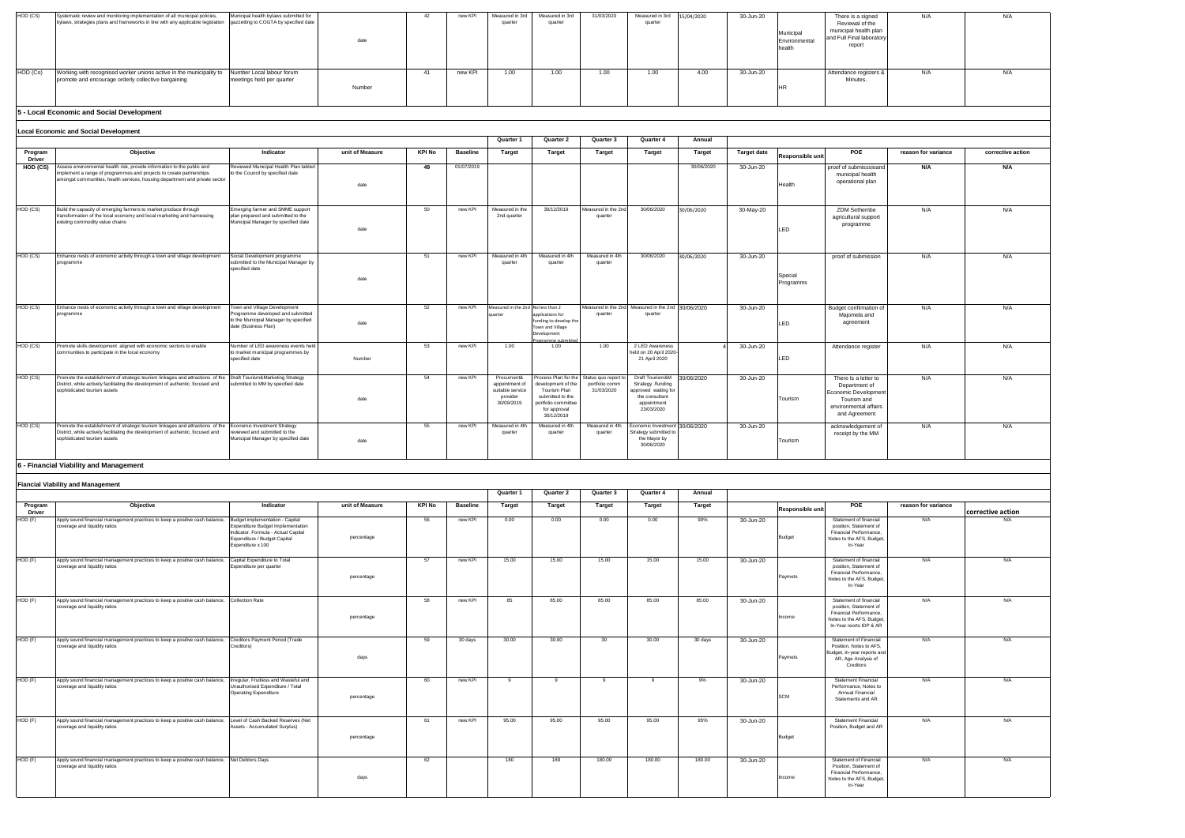| HOD (CS) | Systematic review and monitoring implementation of all municipal policies, bylaws, strategies plans and frameworks in line with any applicable legislation | Municipal health bylaws submitted for gazzetting to COGTA by specified date | date | 42 | new KPI | Measured in 3rd quarter | Measured in 3rd quarter | 31/03/2020 | Measured in 3rd quarter | 15/04/2020 | 30-Jun-20 | Municipal Environmental health | There is a signed Reviewal of the municipal health plan and Full Final laboratory report | N/A | N/A |
|---|---|---|---|---|---|---|---|---|---|---|---|---|---|---|---|
| HOD (Co) | Working with recognised worker unions active in the municipality to promote and encourage orderly collective bargaining | Number Local labour forum meetings held per quarter | Number | 41 | new KPI | 1.00 | 1.00 | 1.00 | 1.00 | 4.00 | 30-Jun-20 | HR | Attendance registers & Minutes. | N/A | N/A |

## 5 - Local Economic and Social Development

### Local Economic and Social Development

| Program Driver | Objective | Indicator | unit of Measure | KPI No | Baseline | Quarter 1 Target | Quarter 2 Target | Quarter 3 Target | Quarter 4 Target | Annual Target | Target date | Responsible unit | POE | reason for variance | corrective action |
|---|---|---|---|---|---|---|---|---|---|---|---|---|---|---|---|
| HOD (CS) | Assess environmental health risk, provide information to the public and implement a range of programmes and projects to create partnerships amongst communities, health services, housing department and private sector | Reviewed Municipal Health Plan tabled to the Council by specified date | date | 49 | 01/07/2019 | | | | | 30/06/2020 | 30-Jun-20 | Health | proof of submisssioand municipal health operational plan | N/A | N/A |
| HOD (CS) | Build the capacity of emerging farmers to market produce through transformation of the local economy and local marketing and harnessing existing commodity value chains | Emerging farmer and SMME support plan prepared and submitted to the Municipal Manager by specified date | date | 50 | new KPI | Measured in the 2nd quarter | 30/12/2019 | Measured in the 2nd quarter | 30/06/2020 | 30/06/2020 | 30-May-20 | LED | ZDM Sethembe agricultural support programme | N/A | N/A |
| HOD (CS) | Enhance nests of economic activity through a town and village development programme | Social Development programme submitted to the Municipal Manager by specified date | date | 51 | new KPI | Measured in 4th quarter | Measured in 4th quarter | Measured in 4th quarter | 30/06/2020 | 30/06/2020 | 30-Jun-20 | Special Programms | proof of submission | N/A | N/A |
| HOD (CS) | Enhance nests of economic activity through a town and village development programme | Town and Village Development Programme developed and submitted to the Municipal Manager by specified date (Business Plan) | date | 52 | new KPI | Measured in the 2nd quarter | No less than 2 applications for funding to develop the Town and Village Development Programme submitted | Measured in the 2nd quarter | Measured in the 2nd quarter | 30/06/2020 | 30-Jun-20 | LED | Budget confirmation of Majomela and agreement | N/A | N/A |
| HOD (CS) | Promote skills development aligned with economic sectors to enable communities to participate in the local economy | Number of LED awareness events held to market municipal programmes by specified date | Number | 53 | new KPI | 1.00 | 1.00 | 1.00 | 2 LED Awareness held on 20 April 2020-21 April 2020 | 4 | 30-Jun-20 | LED | Attendance register | N/A | N/A |
| HOD (CS) | Promote the establishment of strategic tourism linkages and attractions of the District, while actively facilitating the development of authentic, focused and sophisticated tourism assets | Draft Tourism&Marketing Strategy submitted to MM by specified date | date | 54 | new KPI | Procurment& appointment of suitable service provider 30/09/2019 | Process Plan for the development of the Tourism Plan submitted to portfolio committee for approval 30/12/2019 | Status quo report to portfolio comm 31/03/2020 | Draft Tourism&M Strategy /funding approved waiting for the consultant appointment 23/03/2020 | 30/06/2020 | 30-Jun-20 | Tourism | There is a letter to Department of Economic Development Tourism and environmental affairs and Agreement | N/A | N/A |
| HOD (CS) | Promote the establishment of strategic tourism linkages and attractions of the District, while actively facilitating the development of authentic, focused and sophisticated tourism assets | Economic Investment Strategy reviewed and submitted to the Municipal Manager by specified date | date | 55 | new KPI | Measured in 4th quarter | Measured in 4th quarter | Measured in 4th quarter | Economic Investment Strategy submitted to the Mayor by 30/06/2020 | 30/06/2020 | 30-Jun-20 | Tourism | acknowledgement of receipt by the MM | N/A | N/A |

## 6 - Financial Viability and Management

### Fiancial Viability and Management

| Program Driver | Objective | Indicator | unit of Measure | KPI No | Baseline | Quarter 1 Target | Quarter 2 Target | Quarter 3 Target | Quarter 4 Target | Annual Target | | Responsible unit | POE | reason for variance | corrective action |
|---|---|---|---|---|---|---|---|---|---|---|---|---|---|---|---|
| HOD (F) | Apply sound financial management practices to keep a positive cash balance, coverage and liquidity ratios | Budget implementation - Capital Expenditure Budget Implementation Indicator. Formula - Actual Capital Expenditure / Budget Capital Expenditure x 100 | percentage | 56 | new KPI | 0.00 | 0.00 | 0.00 | 0.00 | 90% | 30-Jun-20 | Budget | Statement of financial position, Statement of Financial Performance, Notes to the AFS, Budget, In-Year | N/A | N/A |
| HOD (F) | Apply sound financial management practices to keep a positive cash balance, coverage and liquidity ratios | Capital Expenditure to Total Expenditure per quarter | percentage | 57 | new KPI | 15.00 | 15.00 | 15.00 | 15.00 | 15.00 | 30-Jun-20 | Paymets | Statement of financial position, Statement of Financial Performance, Notes to the AFS, Budget, In-Year | N/A | N/A |
| HOD (F) | Apply sound financial management practices to keep a positive cash balance, coverage and liquidity ratios | Collection Rate | percentage | 58 | new KPI | 85 | 85.00 | 85.00 | 85.00 | 85.00 | 30-Jun-20 | Income | Statement of financial position, Statement of Financial Performance, Notes to the AFS, Budget, In-Year reorts IDP & AR | N/A | N/A |
| HOD (F) | Apply sound financial management practices to keep a positive cash balance, coverage and liquidity ratios | Creditors Payment Period (Trade Creditors) | days | 59 | 30 days | 30.00 | 30.00 | 30 | 30.00 | 30 days | 30-Jun-20 | Paymets | Statement of Financial Position, Notes to AFS, Budget, In-year reports and AR, Age Analysis of Creditors | N/A | N/A |
| HOD (F) | Apply sound financial management practices to keep a positive cash balance, coverage and liquidity ratios | Irregular, Fruitless and Wasteful and Unauthorised Expenditure / Total Operating Expenditure | percentage | 60 | new KPI | 9 | 9 | 9 | 9 | 9% | 30-Jun-20 | SCM | Statement Financial Performance, Notes to Annual Financial Statements and AR | N/A | N/A |
| HOD (F) | Apply sound financial management practices to keep a positive cash balance, coverage and liquidity ratios | Level of Cash Backed Reserves (Net Assets - Accumulated Surplus) | percentage | 61 | new KPI | 95.00 | 95.00 | 95.00 | 95.00 | 95% | 30-Jun-20 | Budget | Statement Financial Position, Budget and AR | N/A | N/A |
| HOD (F) | Apply sound financial management practices to keep a positive cash balance, coverage and liquidity ratios | Net Debtors Days | days | 62 | | 180 | 189 | 180.00 | 180.00 | 180.00 | 30-Jun-20 | Income | Statement of Financial Position, Statement of Financial Performance, Notes to the AFS, Budget, In-Year | N/A | N/A |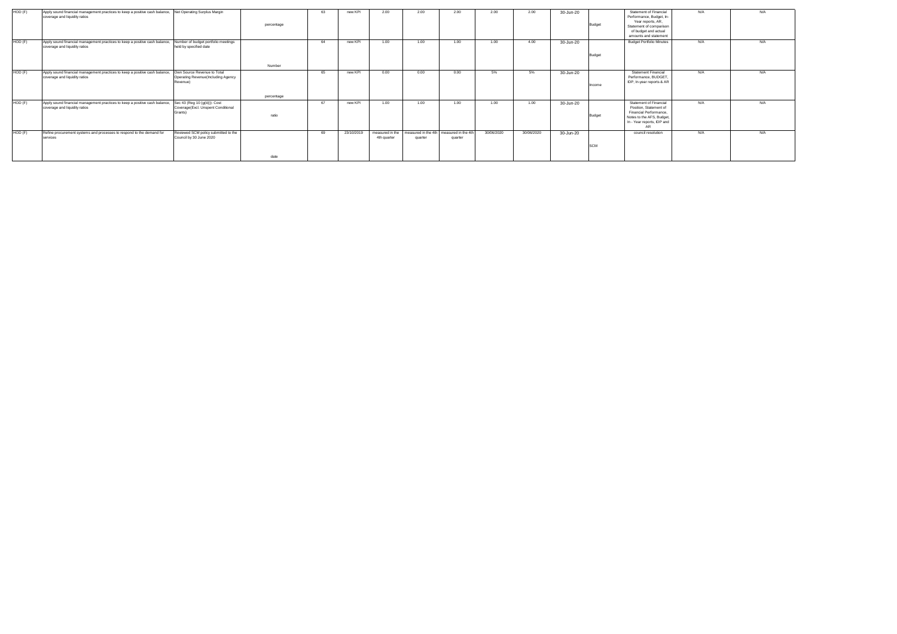| | | | | | | | | | | | | | | | |
|---|---|---|---|---|---|---|---|---|---|---|---|---|---|---|---|
| HOD (F) | Apply sound financial management practices to keep a positive cash balance, coverage and liquidity ratios | Net Operating Surplus Margin | percentage | 63 | new KPI | 2.00 | 2.00 | 2.00 | 2.00 | 2.00 | 30-Jun-20 | Budget | Statement of Financial Performance, Budget, In-Year reports, AR, Statement of comparison of budget and actual amounts and statement | N/A | N/A |
| HOD (F) | Apply sound financial management practices to keep a positive cash balance, coverage and liquidity ratios | Number of budget portfolio meetings held by specified date | Number | 64 | new KPI | 1.00 | 1.00 | 1.00 | 1.00 | 4.00 | 30-Jun-20 | Budget | Budget Portfolio Minutes | N/A | N/A |
| HOD (F) | Apply sound financial management practices to keep a positive cash balance, coverage and liquidity ratios | Own Source Revenue to Total Operating Revenue(Including Agency Revenue) | percentage | 65 | new KPI | 0.00 | 0.00 | 0.00 | 5% | 5% | 30-Jun-20 | Income | Statement Financial Performance, BUDGET, IDP, In-year reports & AR | N/A | N/A |
| HOD (F) | Apply sound financial management practices to keep a positive cash balance, coverage and liquidity ratios | Sec 43 (Reg 10 (g(iii)): Cost Coverage(Excl. Unspent Conditional Grants) | ratio | 67 | new KPI | 1.00 | 1.00 | 1.00 | 1.00 | 1.00 | 30-Jun-20 | Budget | Statement of Financial Position, Statement of Financial Performance, Notes to the AFS, Budget, In - Year reports, IDP and AR | N/A | N/A |
| HOD (F) | Refine procurement systems and processes to respond to the demand for services | Reviewed SCM policy submitted to the Council by 30 June 2020 | date | 69 | 23/10/2019 | measured in the 4th quarter | measured in the 4th quarter | measured in the 4th quarter | 30/06/2020 | 30/06/2020 | 30-Jun-20 | SCM | council resolution | N/A | N/A |